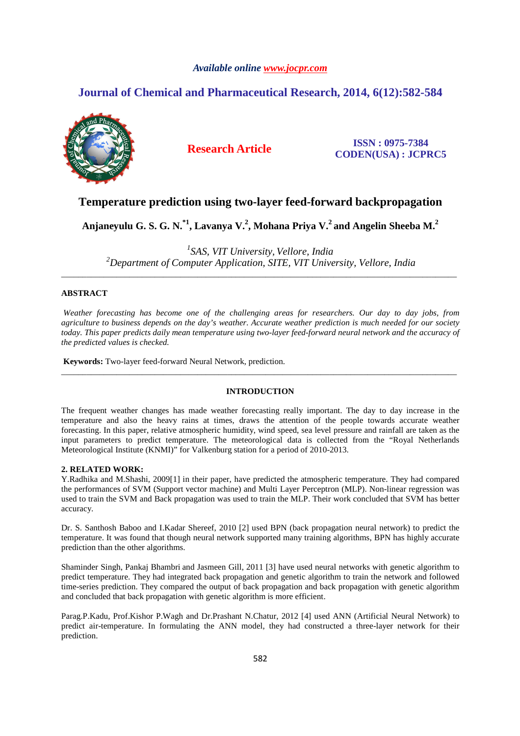*Available online www.jocpr.com*

## Journal of Chemical and Pharmaceutical Research, 2014, 6(12):582-584

**Research Article**

**ISSN : 0975-7384**
**CODEN(USA) : JCPRC5**

# Temperature prediction using two-layer feed-forward backpropagation

**Anjaneyulu G. S. G. N.[*1], Lavanya V.[2], Mohana Priya V.[2] and Angelin Sheeba M.[2]**

[1]*SAS, VIT University, Vellore, India*
[2]*Department of Computer Application, SITE, VIT University, Vellore, India*

---

## ABSTRACT

*Weather forecasting has become one of the challenging areas for researchers. Our day to day jobs, from agriculture to business depends on the day's weather. Accurate weather prediction is much needed for our society today. This paper predicts daily mean temperature using two-layer feed-forward neural network and the accuracy of the predicted values is checked.*

**Keywords:** Two-layer feed-forward Neural Network, prediction.

---

## INTRODUCTION

The frequent weather changes has made weather forecasting really important. The day to day increase in the temperature and also the heavy rains at times, draws the attention of the people towards accurate weather forecasting. In this paper, relative atmospheric humidity, wind speed, sea level pressure and rainfall are taken as the input parameters to predict temperature. The meteorological data is collected from the "Royal Netherlands Meteorological Institute (KNMI)" for Valkenburg station for a period of 2010-2013.

## 2. RELATED WORK:

Y.Radhika and M.Shashi, 2009[1] in their paper, have predicted the atmospheric temperature. They had compared the performances of SVM (Support vector machine) and Multi Layer Perceptron (MLP). Non-linear regression was used to train the SVM and Back propagation was used to train the MLP. Their work concluded that SVM has better accuracy.

Dr. S. Santhosh Baboo and I.Kadar Shereef, 2010 [2] used BPN (back propagation neural network) to predict the temperature. It was found that though neural network supported many training algorithms, BPN has highly accurate prediction than the other algorithms.

Shaminder Singh, Pankaj Bhambri and Jasmeen Gill, 2011 [3] have used neural networks with genetic algorithm to predict temperature. They had integrated back propagation and genetic algorithm to train the network and followed time-series prediction. They compared the output of back propagation and back propagation with genetic algorithm and concluded that back propagation with genetic algorithm is more efficient.

Parag.P.Kadu, Prof.Kishor P.Wagh and Dr.Prashant N.Chatur, 2012 [4] used ANN (Artificial Neural Network) to predict air-temperature. In formulating the ANN model, they had constructed a three-layer network for their prediction.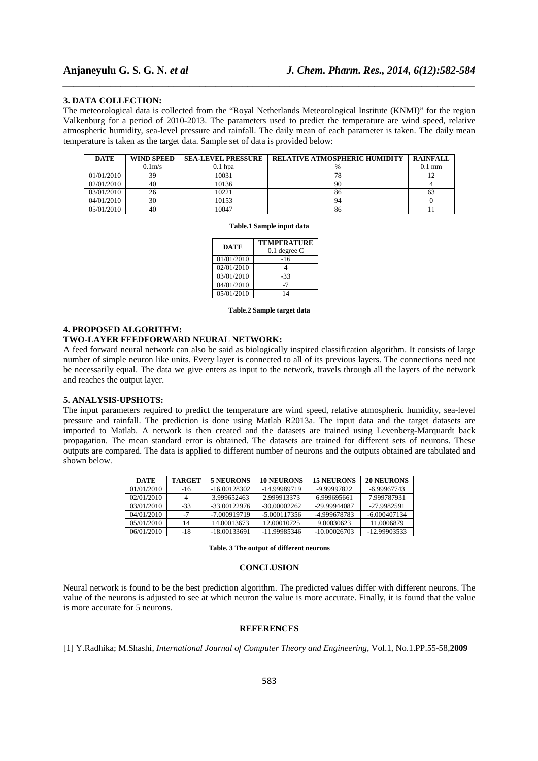### 3. DATA COLLECTION:

The meteorological data is collected from the "Royal Netherlands Meteorological Institute (KNMI)" for the region Valkenburg for a period of 2010-2013. The parameters used to predict the temperature are wind speed, relative atmospheric humidity, sea-level pressure and rainfall. The daily mean of each parameter is taken. The daily mean temperature is taken as the target data. Sample set of data is provided below:

| DATE | WIND SPEED 0.1m/s | SEA-LEVEL PRESSURE 0.1 hpa | RELATIVE ATMOSPHERIC HUMIDITY % | RAINFALL 0.1 mm |
|---|---|---|---|---|
| 01/01/2010 | 39 | 10031 | 78 | 12 |
| 02/01/2010 | 40 | 10136 | 90 | 4 |
| 03/01/2010 | 26 | 10221 | 86 | 63 |
| 04/01/2010 | 30 | 10153 | 94 | 0 |
| 05/01/2010 | 40 | 10047 | 86 | 11 |

**Table.1 Sample input data**

| DATE | TEMPERATURE 0.1 degree C |
|---|---|
| 01/01/2010 | -16 |
| 02/01/2010 | 4 |
| 03/01/2010 | -33 |
| 04/01/2010 | -7 |
| 05/01/2010 | 14 |

**Table.2 Sample target data**

### 4. PROPOSED ALGORITHM:

### TWO-LAYER FEEDFORWARD NEURAL NETWORK:

A feed forward neural network can also be said as biologically inspired classification algorithm. It consists of large number of simple neuron like units. Every layer is connected to all of its previous layers. The connections need not be necessarily equal. The data we give enters as input to the network, travels through all the layers of the network and reaches the output layer.

### 5. ANALYSIS-UPSHOTS:

The input parameters required to predict the temperature are wind speed, relative atmospheric humidity, sea-level pressure and rainfall. The prediction is done using Matlab R2013a. The input data and the target datasets are imported to Matlab. A network is then created and the datasets are trained using Levenberg-Marquardt back propagation. The mean standard error is obtained. The datasets are trained for different sets of neurons. These outputs are compared. The data is applied to different number of neurons and the outputs obtained are tabulated and shown below.

| DATE | TARGET | 5 NEURONS | 10 NEURONS | 15 NEURONS | 20 NEURONS |
|---|---|---|---|---|---|
| 01/01/2010 | -16 | -16.00128302 | -14.99989719 | -9.99997822 | -6.99967743 |
| 02/01/2010 | 4 | 3.999652463 | 2.999913373 | 6.999695661 | 7.999787931 |
| 03/01/2010 | -33 | -33.00122976 | -30.00002262 | -29.99944087 | -27.9982591 |
| 04/01/2010 | -7 | -7.000919719 | -5.000117356 | -4.999678783 | -6.000407134 |
| 05/01/2010 | 14 | 14.00013673 | 12.00010725 | 9.00030623 | 11.0006879 |
| 06/01/2010 | -18 | -18.00133691 | -11.99985346 | -10.00026703 | -12.99903533 |

**Table. 3 The output of different neurons**

## CONCLUSION

Neural network is found to be the best prediction algorithm. The predicted values differ with different neurons. The value of the neurons is adjusted to see at which neuron the value is more accurate. Finally, it is found that the value is more accurate for 5 neurons.

## REFERENCES

[1] Y.Radhika; M.Shashi, *International Journal of Computer Theory and Engineering*, Vol.1, No.1.PP.55-58,**2009**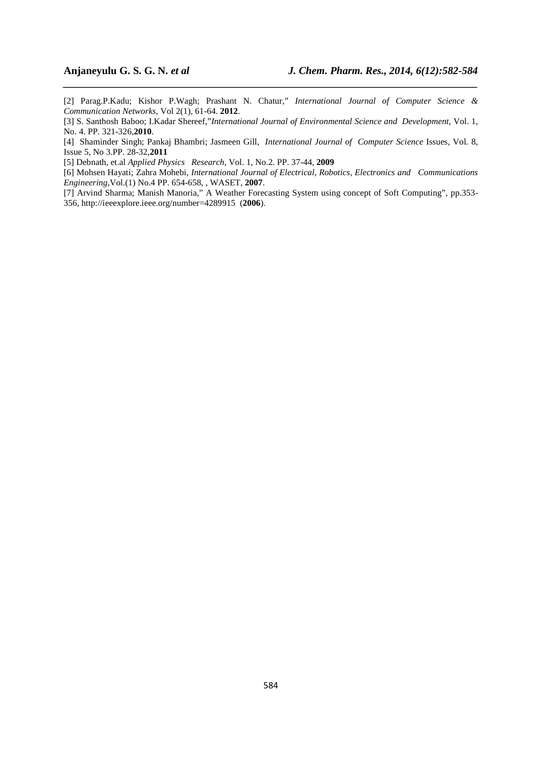[2] Parag.P.Kadu; Kishor P.Wagh; Prashant N. Chatur," *International Journal of Computer Science & Communication Networks*, Vol 2(1), 61-64. **2012**.

[3] S. Santhosh Baboo; I.Kadar Shereef,"*International Journal of Environmental Science and Development*, Vol. 1, No. 4. PP. 321-326,**2010**.

[4] Shaminder Singh; Pankaj Bhambri; Jasmeen Gill, *International Journal of Computer Science* Issues, Vol. 8, Issue 5, No 3.PP. 28-32,**2011**

[5] Debnath, et.al *Applied Physics Research*, Vol. 1, No.2. PP. 37-44, **2009**

[6] Mohsen Hayati; Zahra Mohebi, *International Journal of Electrical, Robotics, Electronics and Communications Engineering*,Vol.(1) No.4 PP. 654-658, , WASET, **2007**.

[7] Arvind Sharma; Manish Manoria," A Weather Forecasting System using concept of Soft Computing", pp.353-356, http://ieeexplore.ieee.org/number=4289915 (**2006**).